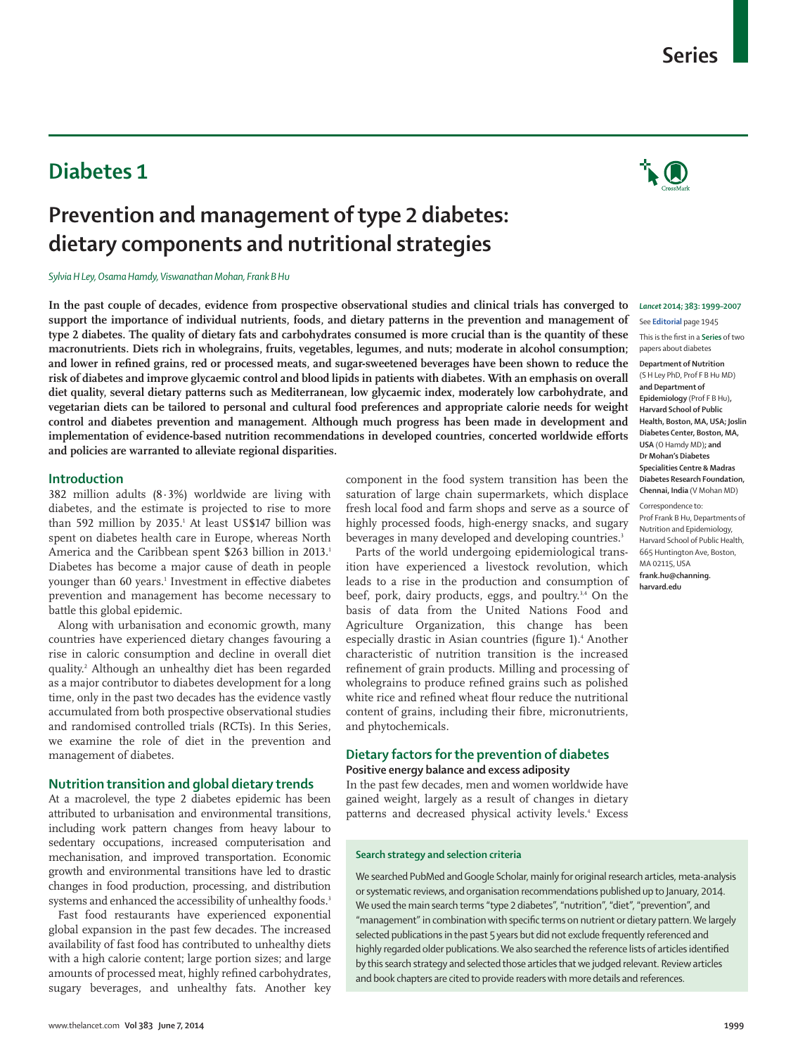# Diabetes 1

# Prevention and management of type 2 diabetes: dietary components and nutritional strategies

*Sylvia H Ley, Osama Hamdy, Viswanathan Mohan, Frank B Hu*

**In the past couple of decades, evidence from prospective observational studies and clinical trials has converged to support the importance of individual nutrients, foods, and dietary patterns in the prevention and management of type 2 diabetes. The quality of dietary fats and carbohydrates consumed is more crucial than is the quantity of these macronutrients. Diets rich in wholegrains, fruits, vegetables, legumes, and nuts; moderate in alcohol consumption; and lower in refined grains, red or processed meats, and sugar-sweetened beverages have been shown to reduce the risk of diabetes and improve glycaemic control and blood lipids in patients with diabetes. With an emphasis on overall diet quality, several dietary patterns such as Mediterranean, low glycaemic index, moderately low carbohydrate, and vegetarian diets can be tailored to personal and cultural food preferences and appropriate calorie needs for weight control and diabetes prevention and management. Although much progress has been made in development and implementation of evidence-based nutrition recommendations in developed countries, concerted worldwide efforts and policies are warranted to alleviate regional disparities.**

*Lancet* 2014; 383: 1999–2007

See **Editorial** page 1945

This is the first in a **Series** of two papers about diabetes

**Department of Nutrition** (S H Ley PhD, Prof F B Hu MD) **and Department of Epidemiology** (Prof F B Hu)**, Harvard School of Public Health, Boston, MA, USA; Joslin Diabetes Center, Boston, MA, USA** (O Hamdy MD)**; and Dr Mohan's Diabetes Specialities Centre & Madras Diabetes Research Foundation, Chennai, India** (V Mohan MD)

Correspondence to: Prof Frank B Hu, Departments of Nutrition and Epidemiology, Harvard School of Public Health, 665 Huntington Ave, Boston, MA 02115, USA **frank.hu@channing.harvard.edu**

## Introduction

382 million adults (8·3%) worldwide are living with diabetes, and the estimate is projected to rise to more than 592 million by 2035.[1] At least US$147 billion was spent on diabetes health care in Europe, whereas North America and the Caribbean spent $263 billion in 2013.[1] Diabetes has become a major cause of death in people younger than 60 years.[1] Investment in effective diabetes prevention and management has become necessary to battle this global epidemic.

Along with urbanisation and economic growth, many countries have experienced dietary changes favouring a rise in caloric consumption and decline in overall diet quality.[2] Although an unhealthy diet has been regarded as a major contributor to diabetes development for a long time, only in the past two decades has the evidence vastly accumulated from both prospective observational studies and randomised controlled trials (RCTs). In this Series, we examine the role of diet in the prevention and management of diabetes.

## Nutrition transition and global dietary trends

At a macrolevel, the type 2 diabetes epidemic has been attributed to urbanisation and environmental transitions, including work pattern changes from heavy labour to sedentary occupations, increased computerisation and mechanisation, and improved transportation. Economic growth and environmental transitions have led to drastic changes in food production, processing, and distribution systems and enhanced the accessibility of unhealthy foods.[3]

Fast food restaurants have experienced exponential global expansion in the past few decades. The increased availability of fast food has contributed to unhealthy diets with a high calorie content; large portion sizes; and large amounts of processed meat, highly refined carbohydrates, sugary beverages, and unhealthy fats. Another key component in the food system transition has been the saturation of large chain supermarkets, which displace fresh local food and farm shops and serve as a source of highly processed foods, high-energy snacks, and sugary beverages in many developed and developing countries.[3]

Parts of the world undergoing epidemiological transition have experienced a livestock revolution, which leads to a rise in the production and consumption of beef, pork, dairy products, eggs, and poultry.[3,4] On the basis of data from the United Nations Food and Agriculture Organization, this change has been especially drastic in Asian countries (figure 1).[4] Another characteristic of nutrition transition is the increased refinement of grain products. Milling and processing of wholegrains to produce refined grains such as polished white rice and refined wheat flour reduce the nutritional content of grains, including their fibre, micronutrients, and phytochemicals.

## Dietary factors for the prevention of diabetes

### Positive energy balance and excess adiposity

In the past few decades, men and women worldwide have gained weight, largely as a result of changes in dietary patterns and decreased physical activity levels.[4] Excess

### Search strategy and selection criteria

We searched PubMed and Google Scholar, mainly for original research articles, meta-analysis or systematic reviews, and organisation recommendations published up to January, 2014. We used the main search terms "type 2 diabetes", "nutrition", "diet", "prevention", and "management" in combination with specific terms on nutrient or dietary pattern. We largely selected publications in the past 5 years but did not exclude frequently referenced and highly regarded older publications. We also searched the reference lists of articles identified by this search strategy and selected those articles that we judged relevant. Review articles and book chapters are cited to provide readers with more details and references.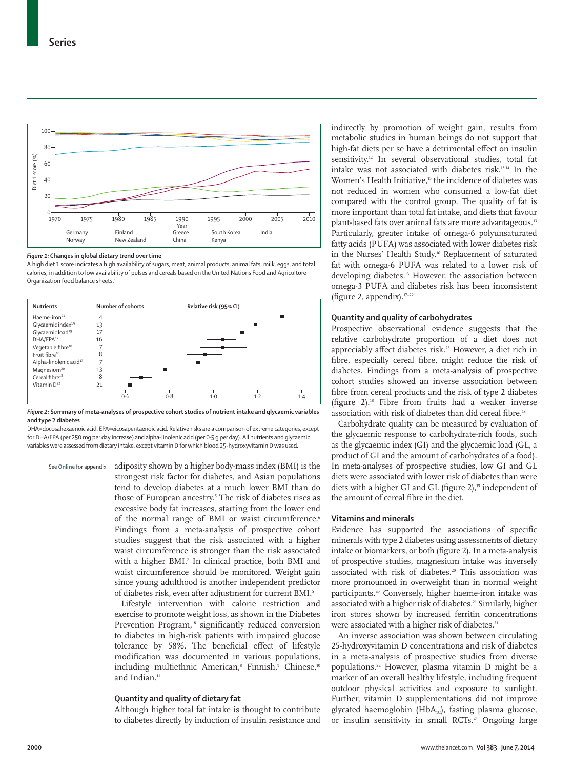*Figure 1:* **Changes in global dietary trend over time**

A high diet 1 score indicates a high availability of sugars, meat, animal products, animal fats, milk, eggs, and total calories, in addition to low availability of pulses and cereals based on the United Nations Food and Agriculture Organization food balance sheets.[4]

*Figure 2:* **Summary of meta-analyses of prospective cohort studies of nutrient intake and glycaemic variables and type 2 diabetes**

DHA=docosahexaenoic acid. EPA=eicosapentaenoic acid. Relative risks are a comparison of extreme categories, except for DHA/EPA (per 250 mg per day increase) and alpha-linolenic acid (per 0·5 g per day). All nutrients and glycaemic variables were assessed from dietary intake, except vitamin D for which blood 25-hydroxyvitamin D was used.

See **Online** for appendix

adiposity shown by a higher body-mass index (BMI) is the strongest risk factor for diabetes, and Asian populations tend to develop diabetes at a much lower BMI than do those of European ancestry.[5] The risk of diabetes rises as excessive body fat increases, starting from the lower end of the normal range of BMI or waist circumference.[6] Findings from a meta-analysis of prospective cohort studies suggest that the risk associated with a higher waist circumference is stronger than the risk associated with a higher BMI.[7] In clinical practice, both BMI and waist circumference should be monitored. Weight gain since young adulthood is another independent predictor of diabetes risk, even after adjustment for current BMI.[5]

Lifestyle intervention with calorie restriction and exercise to promote weight loss, as shown in the Diabetes Prevention Program,[8] significantly reduced conversion to diabetes in high-risk patients with impaired glucose tolerance by 58%. The beneficial effect of lifestyle modification was documented in various populations, including multiethnic American,[8] Finnish,[9] Chinese,[10] and Indian.[11]

### Quantity and quality of dietary fat

Although higher total fat intake is thought to contribute to diabetes directly by induction of insulin resistance and indirectly by promotion of weight gain, results from metabolic studies in human beings do not support that high-fat diets per se have a detrimental effect on insulin sensitivity.[12] In several observational studies, total fat intake was not associated with diabetes risk.[13,14] In the Women's Health Initiative,[15] the incidence of diabetes was not reduced in women who consumed a low-fat diet compared with the control group. The quality of fat is more important than total fat intake, and diets that favour plant-based fats over animal fats are more advantageous.[13] Particularly, greater intake of omega-6 polyunsaturated fatty acids (PUFA) was associated with lower diabetes risk in the Nurses' Health Study.[16] Replacement of saturated fat with omega-6 PUFA was related to a lower risk of developing diabetes.[13] However, the association between omega-3 PUFA and diabetes risk has been inconsistent (figure 2, appendix).[17–22]

### Quantity and quality of carbohydrates

Prospective observational evidence suggests that the relative carbohydrate proportion of a diet does not appreciably affect diabetes risk.[23] However, a diet rich in fibre, especially cereal fibre, might reduce the risk of diabetes. Findings from a meta-analysis of prospective cohort studies showed an inverse association between fibre from cereal products and the risk of type 2 diabetes (figure 2).[18] Fibre from fruits had a weaker inverse association with risk of diabetes than did cereal fibre.[18]

Carbohydrate quality can be measured by evaluation of the glycaemic response to carbohydrate-rich foods, such as the glycaemic index (GI) and the glycaemic load (GL, a product of GI and the amount of carbohydrates of a food). In meta-analyses of prospective studies, low GI and GL diets were associated with lower risk of diabetes than were diets with a higher GI and GL (figure 2),[19] independent of the amount of cereal fibre in the diet.

### Vitamins and minerals

Evidence has supported the associations of specific minerals with type 2 diabetes using assessments of dietary intake or biomarkers, or both (figure 2). In a meta-analysis of prospective studies, magnesium intake was inversely associated with risk of diabetes.[20] This association was more pronounced in overweight than in normal weight participants.[20] Conversely, higher haeme-iron intake was associated with a higher risk of diabetes.[21] Similarly, higher iron stores shown by increased ferritin concentrations were associated with a higher risk of diabetes.[21]

An inverse association was shown between circulating 25-hydroxyvitamin D concentrations and risk of diabetes in a meta-analysis of prospective studies from diverse populations.[22] However, plasma vitamin D might be a marker of an overall healthy lifestyle, including frequent outdoor physical activities and exposure to sunlight. Further, vitamin D supplementations did not improve glycated haemoglobin ($HbA_{1c}$), fasting plasma glucose, or insulin sensitivity in small RCTs.[24] Ongoing large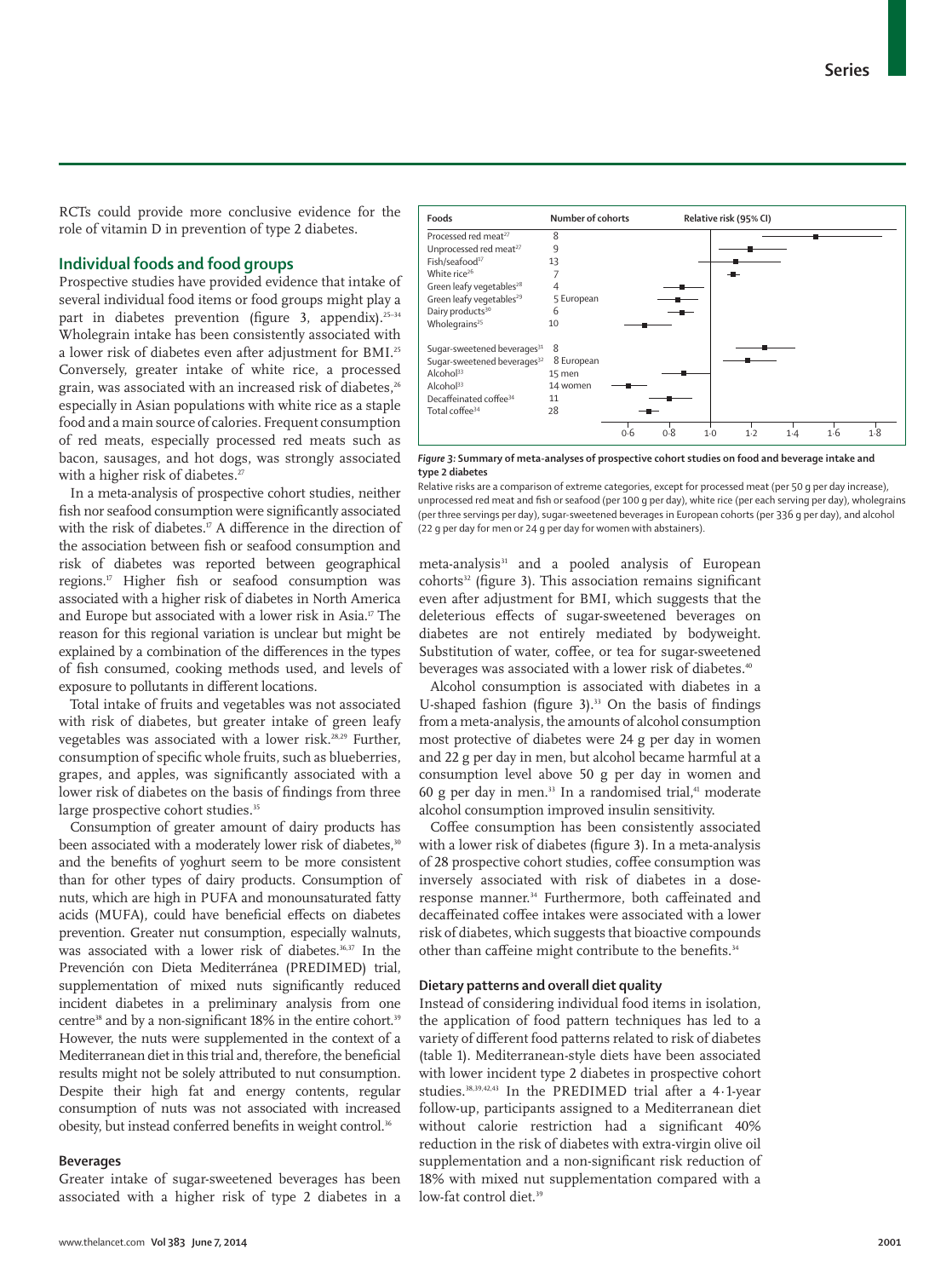RCTs could provide more conclusive evidence for the role of vitamin D in prevention of type 2 diabetes.

## Individual foods and food groups

Prospective studies have provided evidence that intake of several individual food items or food groups might play a part in diabetes prevention (figure 3, appendix).[25–34] Wholegrain intake has been consistently associated with a lower risk of diabetes even after adjustment for BMI.[25] Conversely, greater intake of white rice, a processed grain, was associated with an increased risk of diabetes,[26] especially in Asian populations with white rice as a staple food and a main source of calories. Frequent consumption of red meats, especially processed red meats such as bacon, sausages, and hot dogs, was strongly associated with a higher risk of diabetes.[27]

In a meta-analysis of prospective cohort studies, neither fish nor seafood consumption were significantly associated with the risk of diabetes.[17] A difference in the direction of the association between fish or seafood consumption and risk of diabetes was reported between geographical regions.[17] Higher fish or seafood consumption was associated with a higher risk of diabetes in North America and Europe but associated with a lower risk in Asia.[17] The reason for this regional variation is unclear but might be explained by a combination of the differences in the types of fish consumed, cooking methods used, and levels of exposure to pollutants in different locations.

Total intake of fruits and vegetables was not associated with risk of diabetes, but greater intake of green leafy vegetables was associated with a lower risk.[28,29] Further, consumption of specific whole fruits, such as blueberries, grapes, and apples, was significantly associated with a lower risk of diabetes on the basis of findings from three large prospective cohort studies.[35]

Consumption of greater amount of dairy products has been associated with a moderately lower risk of diabetes,[30] and the benefits of yoghurt seem to be more consistent than for other types of dairy products. Consumption of nuts, which are high in PUFA and monounsaturated fatty acids (MUFA), could have beneficial effects on diabetes prevention. Greater nut consumption, especially walnuts, was associated with a lower risk of diabetes.[36,37] In the Prevención con Dieta Mediterránea (PREDIMED) trial, supplementation of mixed nuts significantly reduced incident diabetes in a preliminary analysis from one centre[38] and by a non-significant 18% in the entire cohort.[39] However, the nuts were supplemented in the context of a Mediterranean diet in this trial and, therefore, the beneficial results might not be solely attributed to nut consumption. Despite their high fat and energy contents, regular consumption of nuts was not associated with increased obesity, but instead conferred benefits in weight control.[36]

| Foods | Number of cohorts |
|---|---|
| Processed red meat[27] | 8 |
| Unprocessed red meat[27] | 9 |
| Fish/seafood[17] | 13 |
| White rice[26] | 7 |
| Green leafy vegetables[28] | 4 |
| Green leafy vegetables[29] | 5 European |
| Dairy products[30] | 6 |
| Wholegrains[25] | 10 |
| Sugar-sweetened beverages[31] | 8 |
| Sugar-sweetened beverages[32] | 8 European |
| Alcohol[33] | 15 men |
| Alcohol[33] | 14 women |
| Decaffeinated coffee[34] | 11 |
| Total coffee[34] | 28 |

Relative risk (95% CI): axis 0·6, 0·8, 1·0, 1·2, 1·4, 1·6, 1·8

***Figure 3:* Summary of meta-analyses of prospective cohort studies on food and beverage intake and type 2 diabetes**

Relative risks are a comparison of extreme categories, except for processed meat (per 50 g per day increase), unprocessed red meat and fish or seafood (per 100 g per day), white rice (per each serving per day), wholegrains (per three servings per day), sugar-sweetened beverages in European cohorts (per 336 g per day), and alcohol (22 g per day for men or 24 g per day for women with abstainers).

### Beverages

Greater intake of sugar-sweetened beverages has been associated with a higher risk of type 2 diabetes in a meta-analysis[31] and a pooled analysis of European cohorts[32] (figure 3). This association remains significant even after adjustment for BMI, which suggests that the deleterious effects of sugar-sweetened beverages on diabetes are not entirely mediated by bodyweight. Substitution of water, coffee, or tea for sugar-sweetened beverages was associated with a lower risk of diabetes.[40]

Alcohol consumption is associated with diabetes in a U-shaped fashion (figure 3).[33] On the basis of findings from a meta-analysis, the amounts of alcohol consumption most protective of diabetes were 24 g per day in women and 22 g per day in men, but alcohol became harmful at a consumption level above 50 g per day in women and 60 g per day in men.[33] In a randomised trial,[41] moderate alcohol consumption improved insulin sensitivity.

Coffee consumption has been consistently associated with a lower risk of diabetes (figure 3). In a meta-analysis of 28 prospective cohort studies, coffee consumption was inversely associated with risk of diabetes in a dose-response manner.[34] Furthermore, both caffeinated and decaffeinated coffee intakes were associated with a lower risk of diabetes, which suggests that bioactive compounds other than caffeine might contribute to the benefits.[34]

### Dietary patterns and overall diet quality

Instead of considering individual food items in isolation, the application of food pattern techniques has led to a variety of different food patterns related to risk of diabetes (table 1). Mediterranean-style diets have been associated with lower incident type 2 diabetes in prospective cohort studies.[38,39,42,43] In the PREDIMED trial after a 4·1-year follow-up, participants assigned to a Mediterranean diet without calorie restriction had a significant 40% reduction in the risk of diabetes with extra-virgin olive oil supplementation and a non-significant risk reduction of 18% with mixed nut supplementation compared with a low-fat control diet.[39]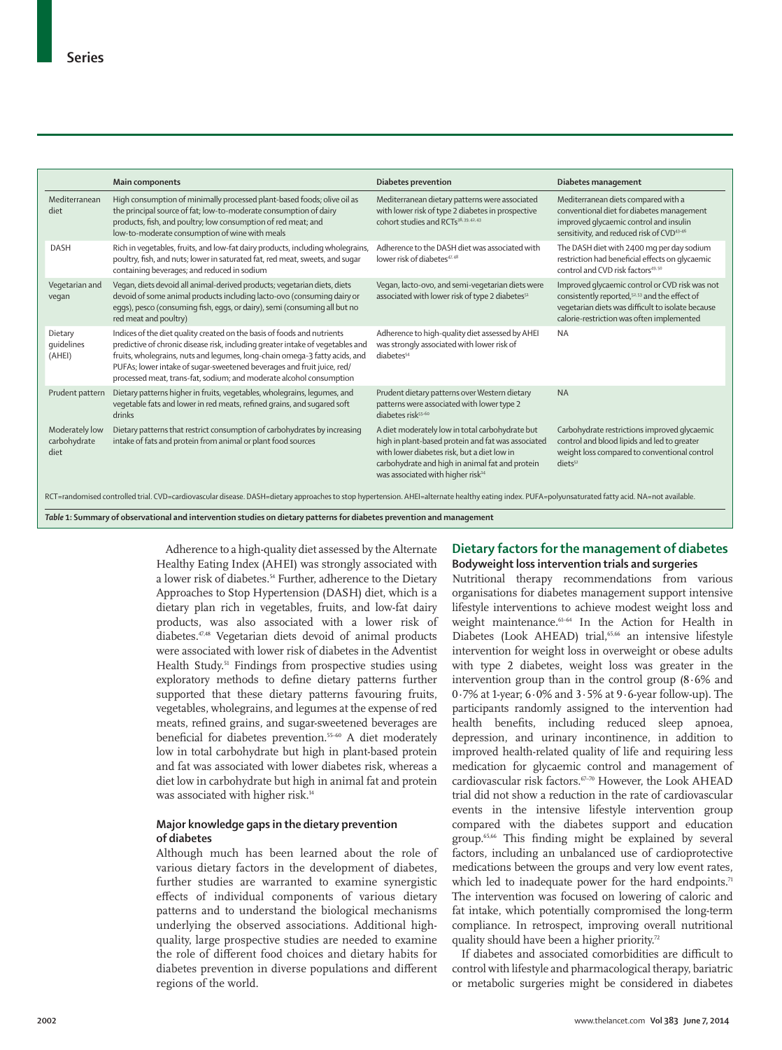| | Main components | Diabetes prevention | Diabetes management |
|---|---|---|---|
| Mediterranean diet | High consumption of minimally processed plant-based foods; olive oil as the principal source of fat; low-to-moderate consumption of dairy products, fish, and poultry; low consumption of red meat; and low-to-moderate consumption of wine with meals | Mediterranean dietary patterns were associated with lower risk of type 2 diabetes in prospective cohort studies and RCTs[38,39,42,43] | Mediterranean diets compared with a conventional diet for diabetes management improved glycaemic control and insulin sensitivity, and reduced risk of CVD[43–46] |
| DASH | Rich in vegetables, fruits, and low-fat dairy products, including wholegrains, poultry, fish, and nuts; lower in saturated fat, red meat, sweets, and sugar containing beverages; and reduced in sodium | Adherence to the DASH diet was associated with lower risk of diabetes[47,48] | The DASH diet with 2400 mg per day sodium restriction had beneficial effects on glycaemic control and CVD risk factors[49,50] |
| Vegetarian and vegan | Vegan, diets devoid all animal-derived products; vegetarian diets, diets devoid of some animal products including lacto-ovo (consuming dairy or eggs), pesco (consuming fish, eggs, or dairy), semi (consuming all but no red meat and poultry) | Vegan, lacto-ovo, and semi-vegetarian diets were associated with lower risk of type 2 diabetes[51] | Improved glycaemic control or CVD risk was not consistently reported,[52,53] and the effect of vegetarian diets was difficult to isolate because calorie-restriction was often implemented |
| Dietary guidelines (AHEI) | Indices of the diet quality created on the basis of foods and nutrients predictive of chronic disease risk, including greater intake of vegetables and fruits, wholegrains, nuts and legumes, long-chain omega-3 fatty acids, and PUFAs; lower intake of sugar-sweetened beverages and fruit juice, red/processed meat, trans-fat, sodium; and moderate alcohol consumption | Adherence to high-quality diet assessed by AHEI was strongly associated with lower risk of diabetes[54] | NA |
| Prudent pattern | Dietary patterns higher in fruits, vegetables, wholegrains, legumes, and vegetable fats and lower in red meats, refined grains, and sugared soft drinks | Prudent dietary patterns over Western dietary patterns were associated with lower type 2 diabetes risk[55–60] | NA |
| Moderately low carbohydrate diet | Dietary patterns that restrict consumption of carbohydrates by increasing intake of fats and protein from animal or plant food sources | A diet moderately low in total carbohydrate but high in plant-based protein and fat was associated with lower diabetes risk, but a diet low in carbohydrate and high in animal fat and protein was associated with higher risk[34] | Carbohydrate restrictions improved glycaemic control and blood lipids and led to greater weight loss compared to conventional control diets[52] |

RCT=randomised controlled trial. CVD=cardiovascular disease. DASH=dietary approaches to stop hypertension. AHEI=alternate healthy eating index. PUFA=polyunsaturated fatty acid. NA=not available.

***Table* 1: Summary of observational and intervention studies on dietary patterns for diabetes prevention and management**

Adherence to a high-quality diet assessed by the Alternate Healthy Eating Index (AHEI) was strongly associated with a lower risk of diabetes.[54] Further, adherence to the Dietary Approaches to Stop Hypertension (DASH) diet, which is a dietary plan rich in vegetables, fruits, and low-fat dairy products, was also associated with a lower risk of diabetes.[47,48] Vegetarian diets devoid of animal products were associated with lower risk of diabetes in the Adventist Health Study.[51] Findings from prospective studies using exploratory methods to define dietary patterns further supported that these dietary patterns favouring fruits, vegetables, wholegrains, and legumes at the expense of red meats, refined grains, and sugar-sweetened beverages are beneficial for diabetes prevention.[55–60] A diet moderately low in total carbohydrate but high in plant-based protein and fat was associated with lower diabetes risk, whereas a diet low in carbohydrate but high in animal fat and protein was associated with higher risk.[34]

### Major knowledge gaps in the dietary prevention of diabetes

Although much has been learned about the role of various dietary factors in the development of diabetes, further studies are warranted to examine synergistic effects of individual components of various dietary patterns and to understand the biological mechanisms underlying the observed associations. Additional high-quality, large prospective studies are needed to examine the role of different food choices and dietary habits for diabetes prevention in diverse populations and different regions of the world.

## Dietary factors for the management of diabetes

### Bodyweight loss intervention trials and surgeries

Nutritional therapy recommendations from various organisations for diabetes management support intensive lifestyle interventions to achieve modest weight loss and weight maintenance.[61–64] In the Action for Health in Diabetes (Look AHEAD) trial,[65,66] an intensive lifestyle intervention for weight loss in overweight or obese adults with type 2 diabetes, weight loss was greater in the intervention group than in the control group (8·6% and 0·7% at 1-year; 6·0% and 3·5% at 9·6-year follow-up). The participants randomly assigned to the intervention had health benefits, including reduced sleep apnoea, depression, and urinary incontinence, in addition to improved health-related quality of life and requiring less medication for glycaemic control and management of cardiovascular risk factors.[67–70] However, the Look AHEAD trial did not show a reduction in the rate of cardiovascular events in the intensive lifestyle intervention group compared with the diabetes support and education group.[65,66] This finding might be explained by several factors, including an unbalanced use of cardioprotective medications between the groups and very low event rates, which led to inadequate power for the hard endpoints.[71] The intervention was focused on lowering of caloric and fat intake, which potentially compromised the long-term compliance. In retrospect, improving overall nutritional quality should have been a higher priority.[72]

If diabetes and associated comorbidities are difficult to control with lifestyle and pharmacological therapy, bariatric or metabolic surgeries might be considered in diabetes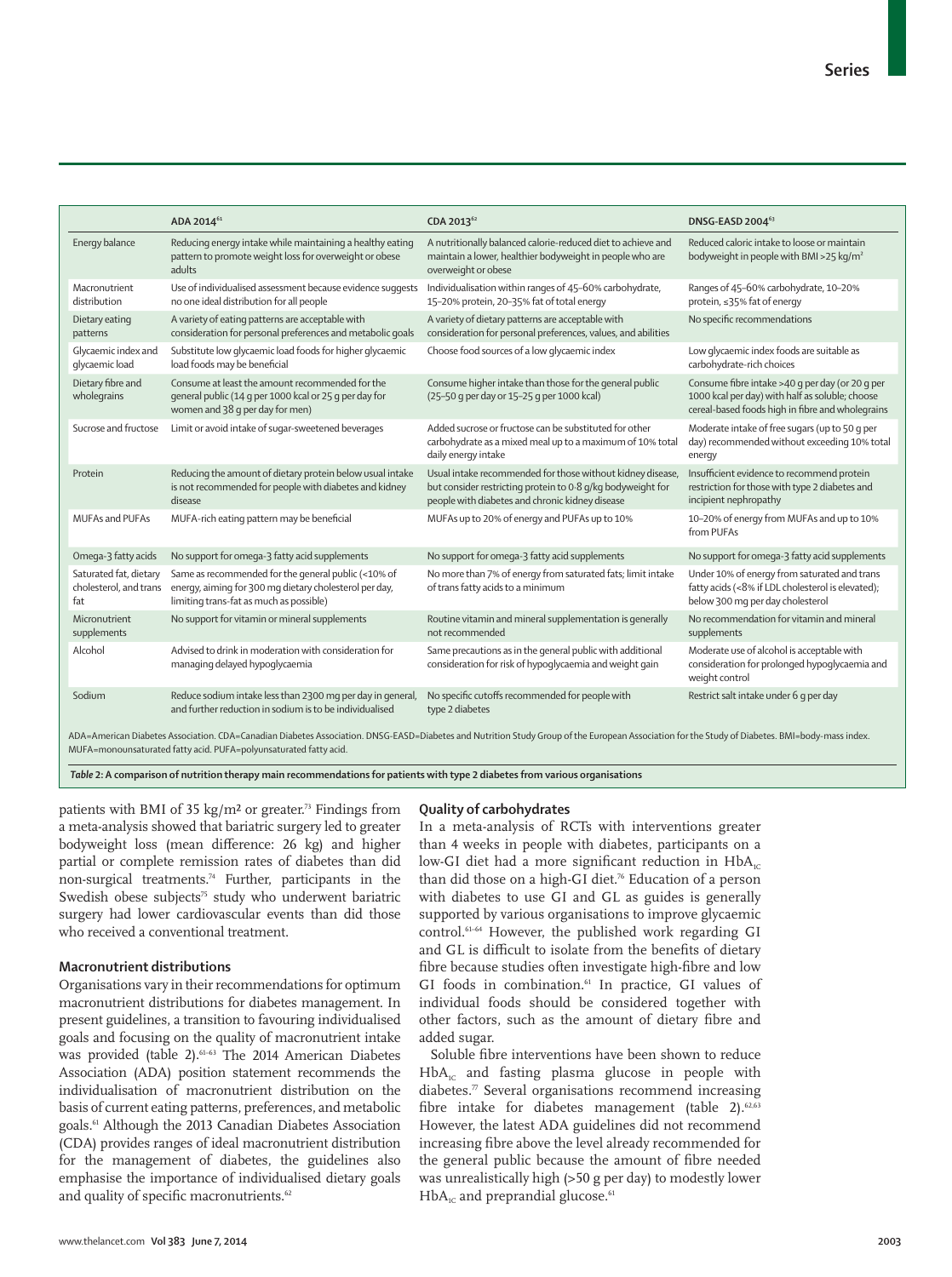| | ADA 2014[61] | CDA 2013[62] | DNSG-EASD 2004[63] |
|---|---|---|---|
| Energy balance | Reducing energy intake while maintaining a healthy eating pattern to promote weight loss for overweight or obese adults | A nutritionally balanced calorie-reduced diet to achieve and maintain a lower, healthier bodyweight in people who are overweight or obese | Reduced caloric intake to loose or maintain bodyweight in people with BMI >25 kg/m² |
| Macronutrient distribution | Use of individualised assessment because evidence suggests no one ideal distribution for all people | Individualisation within ranges of 45–60% carbohydrate, 15–20% protein, 20–35% fat of total energy | Ranges of 45–60% carbohydrate, 10–20% protein, ≤35% fat of energy |
| Dietary eating patterns | A variety of eating patterns are acceptable with consideration for personal preferences and metabolic goals | A variety of dietary patterns are acceptable with consideration for personal preferences, values, and abilities | No specific recommendations |
| Glycaemic index and glycaemic load | Substitute low glycaemic load foods for higher glycaemic load foods may be beneficial | Choose food sources of a low glycaemic index | Low glycaemic index foods are suitable as carbohydrate-rich choices |
| Dietary fibre and wholegrains | Consume at least the amount recommended for the general public (14 g per 1000 kcal or 25 g per day for women and 38 g per day for men) | Consume higher intake than those for the general public (25–50 g per day or 15–25 g per 1000 kcal) | Consume fibre intake >40 g per day (or 20 g per 1000 kcal per day) with half as soluble; choose cereal-based foods high in fibre and wholegrains |
| Sucrose and fructose | Limit or avoid intake of sugar-sweetened beverages | Added sucrose or fructose can be substituted for other carbohydrate as a mixed meal up to a maximum of 10% total daily energy intake | Moderate intake of free sugars (up to 50 g per day) recommended without exceeding 10% total energy |
| Protein | Reducing the amount of dietary protein below usual intake is not recommended for people with diabetes and kidney disease | Usual intake recommended for those without kidney disease, but consider restricting protein to 0·8 g/kg bodyweight for people with diabetes and chronic kidney disease | Insufficient evidence to recommend protein restriction for those with type 2 diabetes and incipient nephropathy |
| MUFAs and PUFAs | MUFA-rich eating pattern may be beneficial | MUFAs up to 20% of energy and PUFAs up to 10% | 10–20% of energy from MUFAs and up to 10% from PUFAs |
| Omega-3 fatty acids | No support for omega-3 fatty acid supplements | No support for omega-3 fatty acid supplements | No support for omega-3 fatty acid supplements |
| Saturated fat, dietary cholesterol, and trans fat | Same as recommended for the general public (<10% of energy, aiming for 300 mg dietary cholesterol per day, limiting trans-fat as much as possible) | No more than 7% of energy from saturated fats; limit intake of trans fatty acids to a minimum | Under 10% of energy from saturated and trans fatty acids (<8% if LDL cholesterol is elevated); below 300 mg per day cholesterol |
| Micronutrient supplements | No support for vitamin or mineral supplements | Routine vitamin and mineral supplementation is generally not recommended | No recommendation for vitamin and mineral supplements |
| Alcohol | Advised to drink in moderation with consideration for managing delayed hypoglycaemia | Same precautions as in the general public with additional consideration for risk of hypoglycaemia and weight gain | Moderate use of alcohol is acceptable with consideration for prolonged hypoglycaemia and weight control |
| Sodium | Reduce sodium intake less than 2300 mg per day in general, and further reduction in sodium is to be individualised | No specific cutoffs recommended for people with type 2 diabetes | Restrict salt intake under 6 g per day |

ADA=American Diabetes Association. CDA=Canadian Diabetes Association. DNSG-EASD=Diabetes and Nutrition Study Group of the European Association for the Study of Diabetes. BMI=body-mass index. MUFA=monounsaturated fatty acid. PUFA=polyunsaturated fatty acid.

*Table 2*: **A comparison of nutrition therapy main recommendations for patients with type 2 diabetes from various organisations**

patients with BMI of 35 kg/m² or greater.[73] Findings from a meta-analysis showed that bariatric surgery led to greater bodyweight loss (mean difference: 26 kg) and higher partial or complete remission rates of diabetes than did non-surgical treatments.[74] Further, participants in the Swedish obese subjects[75] study who underwent bariatric surgery had lower cardiovascular events than did those who received a conventional treatment.

### Macronutrient distributions

Organisations vary in their recommendations for optimum macronutrient distributions for diabetes management. In present guidelines, a transition to favouring individualised goals and focusing on the quality of macronutrient intake was provided (table 2).[61–63] The 2014 American Diabetes Association (ADA) position statement recommends the individualisation of macronutrient distribution on the basis of current eating patterns, preferences, and metabolic goals.[61] Although the 2013 Canadian Diabetes Association (CDA) provides ranges of ideal macronutrient distribution for the management of diabetes, the guidelines also emphasise the importance of individualised dietary goals and quality of specific macronutrients.[62]

### Quality of carbohydrates

In a meta-analysis of RCTs with interventions greater than 4 weeks in people with diabetes, participants on a low-GI diet had a more significant reduction in $HbA_{1C}$ than did those on a high-GI diet.[76] Education of a person with diabetes to use GI and GL as guides is generally supported by various organisations to improve glycaemic control.[61–64] However, the published work regarding GI and GL is difficult to isolate from the benefits of dietary fibre because studies often investigate high-fibre and low GI foods in combination.[61] In practice, GI values of individual foods should be considered together with other factors, such as the amount of dietary fibre and added sugar.

Soluble fibre interventions have been shown to reduce $HbA_{1C}$ and fasting plasma glucose in people with diabetes.[77] Several organisations recommend increasing fibre intake for diabetes management (table 2).[62,63] However, the latest ADA guidelines did not recommend increasing fibre above the level already recommended for the general public because the amount of fibre needed was unrealistically high (>50 g per day) to modestly lower $HbA_{1C}$ and preprandial glucose.[61]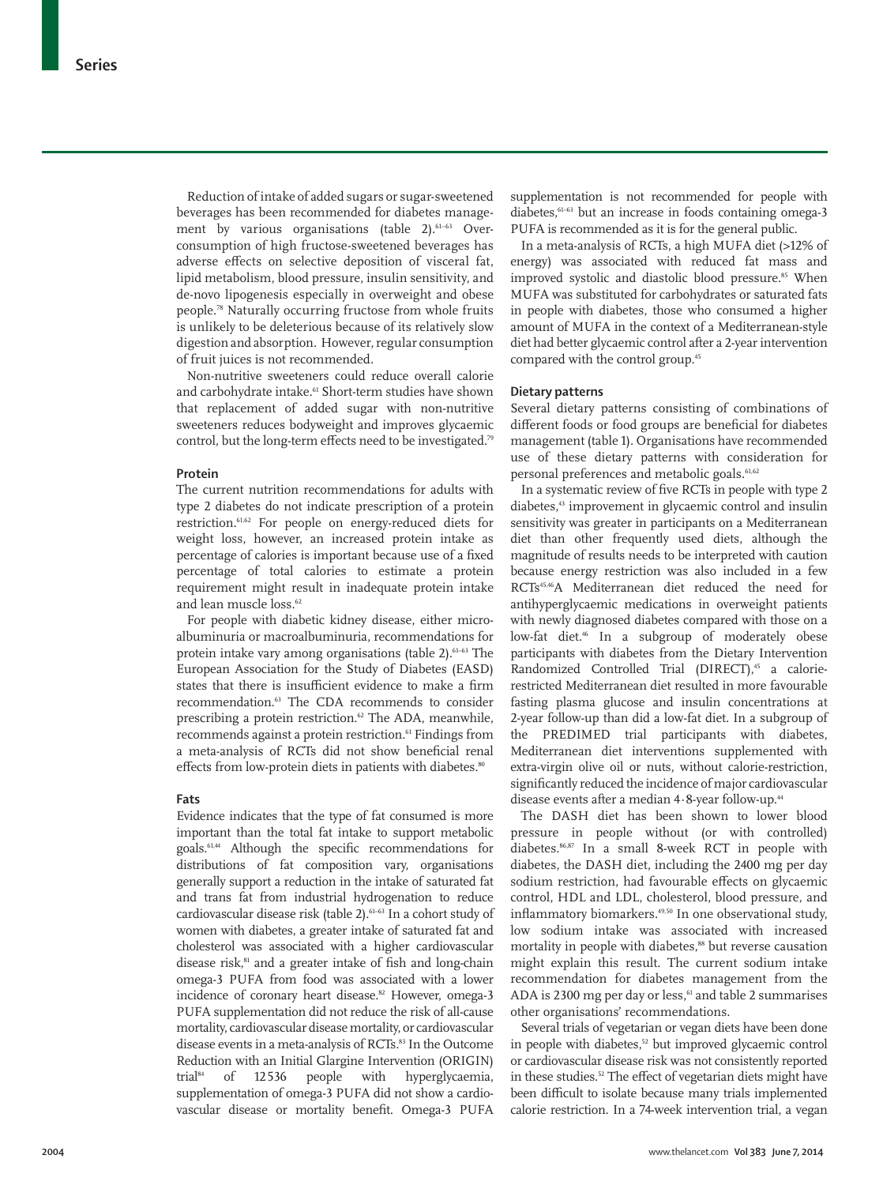Reduction of intake of added sugars or sugar-sweetened beverages has been recommended for diabetes management by various organisations (table 2).[61–63] Over-consumption of high fructose-sweetened beverages has adverse effects on selective deposition of visceral fat, lipid metabolism, blood pressure, insulin sensitivity, and de-novo lipogenesis especially in overweight and obese people.[78] Naturally occurring fructose from whole fruits is unlikely to be deleterious because of its relatively slow digestion and absorption. However, regular consumption of fruit juices is not recommended.

Non-nutritive sweeteners could reduce overall calorie and carbohydrate intake.[61] Short-term studies have shown that replacement of added sugar with non-nutritive sweeteners reduces bodyweight and improves glycaemic control, but the long-term effects need to be investigated.[79]

### Protein

The current nutrition recommendations for adults with type 2 diabetes do not indicate prescription of a protein restriction.[61,62] For people on energy-reduced diets for weight loss, however, an increased protein intake as percentage of calories is important because use of a fixed percentage of total calories to estimate a protein requirement might result in inadequate protein intake and lean muscle loss.[62]

For people with diabetic kidney disease, either microalbuminuria or macroalbuminuria, recommendations for protein intake vary among organisations (table 2).[61–63] The European Association for the Study of Diabetes (EASD) states that there is insufficient evidence to make a firm recommendation.[63] The CDA recommends to consider prescribing a protein restriction.[62] The ADA, meanwhile, recommends against a protein restriction.[61] Findings from a meta-analysis of RCTs did not show beneficial renal effects from low-protein diets in patients with diabetes.[80]

### Fats

Evidence indicates that the type of fat consumed is more important than the total fat intake to support metabolic goals.[61,44] Although the specific recommendations for distributions of fat composition vary, organisations generally support a reduction in the intake of saturated fat and trans fat from industrial hydrogenation to reduce cardiovascular disease risk (table 2).[61–63] In a cohort study of women with diabetes, a greater intake of saturated fat and cholesterol was associated with a higher cardiovascular disease risk,[81] and a greater intake of fish and long-chain omega-3 PUFA from food was associated with a lower incidence of coronary heart disease.[82] However, omega-3 PUFA supplementation did not reduce the risk of all-cause mortality, cardiovascular disease mortality, or cardiovascular disease events in a meta-analysis of RCTs.[83] In the Outcome Reduction with an Initial Glargine Intervention (ORIGIN) trial[84] of 12 536 people with hyperglycaemia, supplementation of omega-3 PUFA did not show a cardiovascular disease or mortality benefit. Omega-3 PUFA supplementation is not recommended for people with diabetes,[61–63] but an increase in foods containing omega-3 PUFA is recommended as it is for the general public.

In a meta-analysis of RCTs, a high MUFA diet (>12% of energy) was associated with reduced fat mass and improved systolic and diastolic blood pressure.[85] When MUFA was substituted for carbohydrates or saturated fats in people with diabetes, those who consumed a higher amount of MUFA in the context of a Mediterranean-style diet had better glycaemic control after a 2-year intervention compared with the control group.[45]

### Dietary patterns

Several dietary patterns consisting of combinations of different foods or food groups are beneficial for diabetes management (table 1). Organisations have recommended use of these dietary patterns with consideration for personal preferences and metabolic goals.[61,62]

In a systematic review of five RCTs in people with type 2 diabetes,[43] improvement in glycaemic control and insulin sensitivity was greater in participants on a Mediterranean diet than other frequently used diets, although the magnitude of results needs to be interpreted with caution because energy restriction was also included in a few RCTs[45,46]A Mediterranean diet reduced the need for antihyperglycaemic medications in overweight patients with newly diagnosed diabetes compared with those on a low-fat diet.[46] In a subgroup of moderately obese participants with diabetes from the Dietary Intervention Randomized Controlled Trial (DIRECT),[45] a calorie-restricted Mediterranean diet resulted in more favourable fasting plasma glucose and insulin concentrations at 2-year follow-up than did a low-fat diet. In a subgroup of the PREDIMED trial participants with diabetes, Mediterranean diet interventions supplemented with extra-virgin olive oil or nuts, without calorie-restriction, significantly reduced the incidence of major cardiovascular disease events after a median 4·8-year follow-up.[44]

The DASH diet has been shown to lower blood pressure in people without (or with controlled) diabetes.[86,87] In a small 8-week RCT in people with diabetes, the DASH diet, including the 2400 mg per day sodium restriction, had favourable effects on glycaemic control, HDL and LDL, cholesterol, blood pressure, and inflammatory biomarkers.[49,50] In one observational study, low sodium intake was associated with increased mortality in people with diabetes,[88] but reverse causation might explain this result. The current sodium intake recommendation for diabetes management from the ADA is 2300 mg per day or less,[61] and table 2 summarises other organisations' recommendations.

Several trials of vegetarian or vegan diets have been done in people with diabetes,[52] but improved glycaemic control or cardiovascular disease risk was not consistently reported in these studies.[52] The effect of vegetarian diets might have been difficult to isolate because many trials implemented calorie restriction. In a 74-week intervention trial, a vegan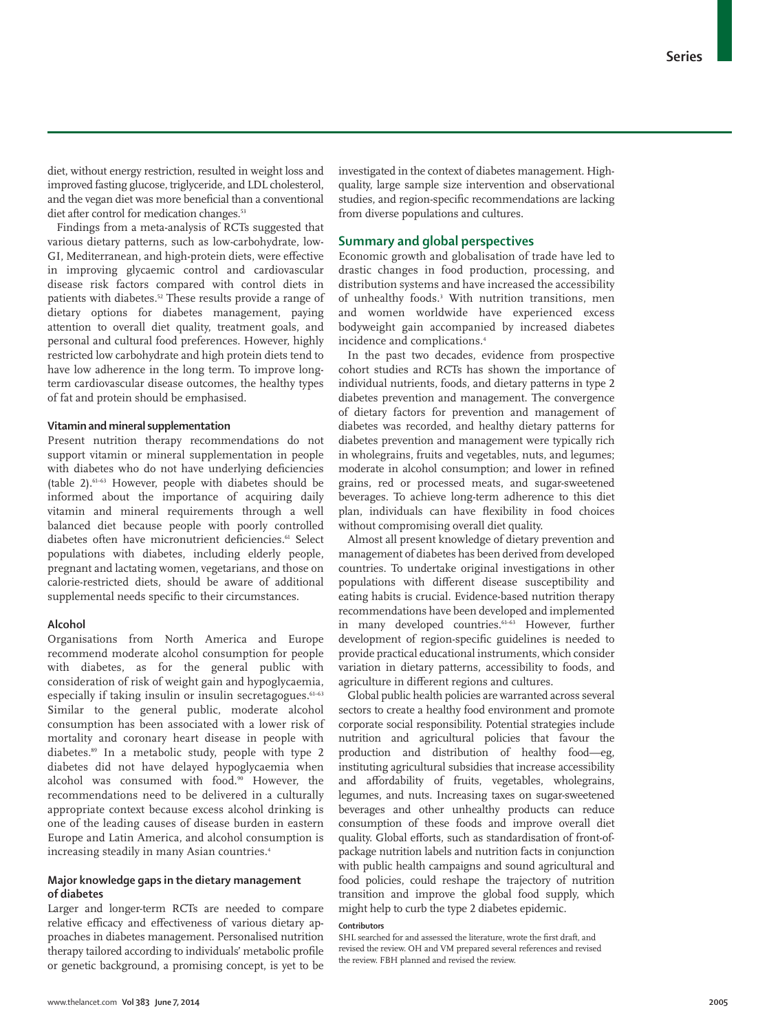diet, without energy restriction, resulted in weight loss and improved fasting glucose, triglyceride, and LDL cholesterol, and the vegan diet was more beneficial than a conventional diet after control for medication changes.[53]

Findings from a meta-analysis of RCTs suggested that various dietary patterns, such as low-carbohydrate, low-GI, Mediterranean, and high-protein diets, were effective in improving glycaemic control and cardiovascular disease risk factors compared with control diets in patients with diabetes.[52] These results provide a range of dietary options for diabetes management, paying attention to overall diet quality, treatment goals, and personal and cultural food preferences. However, highly restricted low carbohydrate and high protein diets tend to have low adherence in the long term. To improve long-term cardiovascular disease outcomes, the healthy types of fat and protein should be emphasised.

### Vitamin and mineral supplementation

Present nutrition therapy recommendations do not support vitamin or mineral supplementation in people with diabetes who do not have underlying deficiencies (table 2).[61–63] However, people with diabetes should be informed about the importance of acquiring daily vitamin and mineral requirements through a well balanced diet because people with poorly controlled diabetes often have micronutrient deficiencies.[61] Select populations with diabetes, including elderly people, pregnant and lactating women, vegetarians, and those on calorie-restricted diets, should be aware of additional supplemental needs specific to their circumstances.

### Alcohol

Organisations from North America and Europe recommend moderate alcohol consumption for people with diabetes, as for the general public with consideration of risk of weight gain and hypoglycaemia, especially if taking insulin or insulin secretagogues.[61–63] Similar to the general public, moderate alcohol consumption has been associated with a lower risk of mortality and coronary heart disease in people with diabetes.[89] In a metabolic study, people with type 2 diabetes did not have delayed hypoglycaemia when alcohol was consumed with food.[90] However, the recommendations need to be delivered in a culturally appropriate context because excess alcohol drinking is one of the leading causes of disease burden in eastern Europe and Latin America, and alcohol consumption is increasing steadily in many Asian countries.[4]

### Major knowledge gaps in the dietary management of diabetes

Larger and longer-term RCTs are needed to compare relative efficacy and effectiveness of various dietary approaches in diabetes management. Personalised nutrition therapy tailored according to individuals' metabolic profile or genetic background, a promising concept, is yet to be investigated in the context of diabetes management. High-quality, large sample size intervention and observational studies, and region-specific recommendations are lacking from diverse populations and cultures.

## Summary and global perspectives

Economic growth and globalisation of trade have led to drastic changes in food production, processing, and distribution systems and have increased the accessibility of unhealthy foods.[3] With nutrition transitions, men and women worldwide have experienced excess bodyweight gain accompanied by increased diabetes incidence and complications.[4]

In the past two decades, evidence from prospective cohort studies and RCTs has shown the importance of individual nutrients, foods, and dietary patterns in type 2 diabetes prevention and management. The convergence of dietary factors for prevention and management of diabetes was recorded, and healthy dietary patterns for diabetes prevention and management were typically rich in wholegrains, fruits and vegetables, nuts, and legumes; moderate in alcohol consumption; and lower in refined grains, red or processed meats, and sugar-sweetened beverages. To achieve long-term adherence to this diet plan, individuals can have flexibility in food choices without compromising overall diet quality.

Almost all present knowledge of dietary prevention and management of diabetes has been derived from developed countries. To undertake original investigations in other populations with different disease susceptibility and eating habits is crucial. Evidence-based nutrition therapy recommendations have been developed and implemented in many developed countries.[61–63] However, further development of region-specific guidelines is needed to provide practical educational instruments, which consider variation in dietary patterns, accessibility to foods, and agriculture in different regions and cultures.

Global public health policies are warranted across several sectors to create a healthy food environment and promote corporate social responsibility. Potential strategies include nutrition and agricultural policies that favour the production and distribution of healthy food—eg, instituting agricultural subsidies that increase accessibility and affordability of fruits, vegetables, wholegrains, legumes, and nuts. Increasing taxes on sugar-sweetened beverages and other unhealthy products can reduce consumption of these foods and improve overall diet quality. Global efforts, such as standardisation of front-of-package nutrition labels and nutrition facts in conjunction with public health campaigns and sound agricultural and food policies, could reshape the trajectory of nutrition transition and improve the global food supply, which might help to curb the type 2 diabetes epidemic.

#### Contributors

SHL searched for and assessed the literature, wrote the first draft, and revised the review. OH and VM prepared several references and revised the review. FBH planned and revised the review.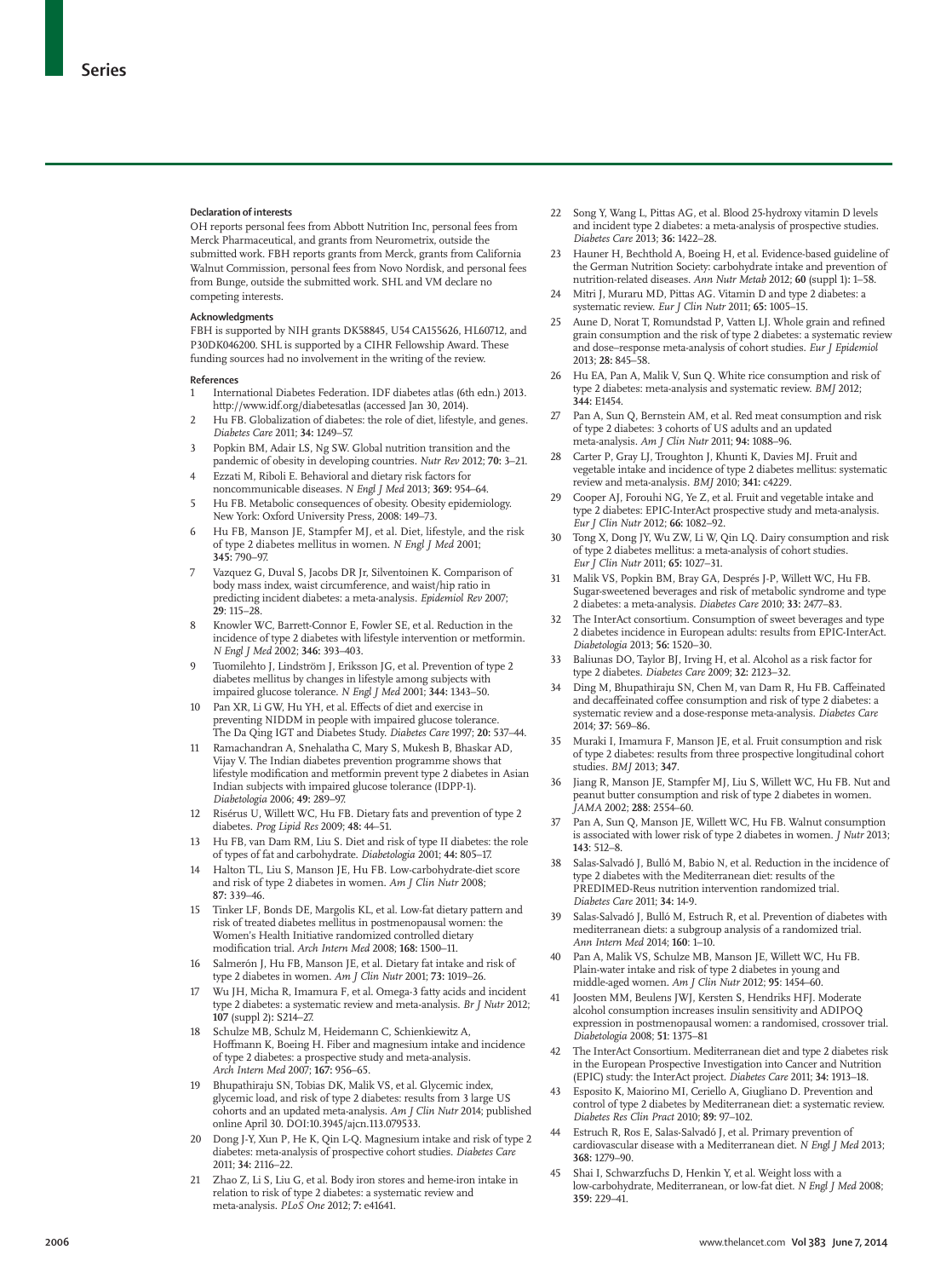### Declaration of interests

OH reports personal fees from Abbott Nutrition Inc, personal fees from Merck Pharmaceutical, and grants from Neurometrix, outside the submitted work. FBH reports grants from Merck, grants from California Walnut Commission, personal fees from Novo Nordisk, and personal fees from Bunge, outside the submitted work. SHL and VM declare no competing interests.

### Acknowledgments

FBH is supported by NIH grants DK58845, U54 CA155626, HL60712, and P30DK046200. SHL is supported by a CIHR Fellowship Award. These funding sources had no involvement in the writing of the review.

### References

1. International Diabetes Federation. IDF diabetes atlas (6th edn.) 2013. http://www.idf.org/diabetesatlas (accessed Jan 30, 2014).
2. Hu FB. Globalization of diabetes: the role of diet, lifestyle, and genes. *Diabetes Care* 2011; **34:** 1249–57.
3. Popkin BM, Adair LS, Ng SW. Global nutrition transition and the pandemic of obesity in developing countries. *Nutr Rev* 2012; **70:** 3–21.
4. Ezzati M, Riboli E. Behavioral and dietary risk factors for noncommunicable diseases. *N Engl J Med* 2013; **369:** 954–64.
5. Hu FB. Metabolic consequences of obesity. Obesity epidemiology. New York: Oxford University Press, 2008: 149–73.
6. Hu FB, Manson JE, Stampfer MJ, et al. Diet, lifestyle, and the risk of type 2 diabetes mellitus in women. *N Engl J Med* 2001; **345:** 790–97.
7. Vazquez G, Duval S, Jacobs DR Jr, Silventoinen K. Comparison of body mass index, waist circumference, and waist/hip ratio in predicting incident diabetes: a meta-analysis. *Epidemiol Rev* 2007; **29**: 115–28.
8. Knowler WC, Barrett-Connor E, Fowler SE, et al. Reduction in the incidence of type 2 diabetes with lifestyle intervention or metformin. *N Engl J Med* 2002; **346:** 393–403.
9. Tuomilehto J, Lindström J, Eriksson JG, et al. Prevention of type 2 diabetes mellitus by changes in lifestyle among subjects with impaired glucose tolerance. *N Engl J Med* 2001; **344:** 1343–50.
10. Pan XR, Li GW, Hu YH, et al. Effects of diet and exercise in preventing NIDDM in people with impaired glucose tolerance. The Da Qing IGT and Diabetes Study. *Diabetes Care* 1997; **20:** 537–44.
11. Ramachandran A, Snehalatha C, Mary S, Mukesh B, Bhaskar AD, Vijay V. The Indian diabetes prevention programme shows that lifestyle modification and metformin prevent type 2 diabetes in Asian Indian subjects with impaired glucose tolerance (IDPP-1). *Diabetologia* 2006; **49:** 289–97.
12. Risérus U, Willett WC, Hu FB. Dietary fats and prevention of type 2 diabetes. *Prog Lipid Res* 2009; **48:** 44–51.
13. Hu FB, van Dam RM, Liu S. Diet and risk of type II diabetes: the role of types of fat and carbohydrate. *Diabetologia* 2001; **44:** 805–17.
14. Halton TL, Liu S, Manson JE, Hu FB. Low-carbohydrate-diet score and risk of type 2 diabetes in women. *Am J Clin Nutr* 2008; **87:** 339–46.
15. Tinker LF, Bonds DE, Margolis KL, et al. Low-fat dietary pattern and risk of treated diabetes mellitus in postmenopausal women: the Women's Health Initiative randomized controlled dietary modification trial. *Arch Intern Med* 2008; **168:** 1500–11.
16. Salmerón J, Hu FB, Manson JE, et al. Dietary fat intake and risk of type 2 diabetes in women. *Am J Clin Nutr* 2001; **73:** 1019–26.
17. Wu JH, Micha R, Imamura F, et al. Omega-3 fatty acids and incident type 2 diabetes: a systematic review and meta-analysis. *Br J Nutr* 2012; **107** (suppl 2)**:** S214–27.
18. Schulze MB, Schulz M, Heidemann C, Schienkiewitz A, Hoffmann K, Boeing H. Fiber and magnesium intake and incidence of type 2 diabetes: a prospective study and meta-analysis. *Arch Intern Med* 2007; **167:** 956–65.
19. Bhupathiraju SN, Tobias DK, Malik VS, et al. Glycemic index, glycemic load, and risk of type 2 diabetes: results from 3 large US cohorts and an updated meta-analysis. *Am J Clin Nutr* 2014; published online April 30. DOI:10.3945/ajcn.113.079533.
20. Dong J-Y, Xun P, He K, Qin L-Q. Magnesium intake and risk of type 2 diabetes: meta-analysis of prospective cohort studies. *Diabetes Care* 2011; **34:** 2116–22.
21. Zhao Z, Li S, Liu G, et al. Body iron stores and heme-iron intake in relation to risk of type 2 diabetes: a systematic review and meta-analysis. *PLoS One* 2012; **7:** e41641.
22. Song Y, Wang L, Pittas AG, et al. Blood 25-hydroxy vitamin D levels and incident type 2 diabetes: a meta-analysis of prospective studies. *Diabetes Care* 2013; **36:** 1422–28.
23. Hauner H, Bechthold A, Boeing H, et al. Evidence-based guideline of the German Nutrition Society: carbohydrate intake and prevention of nutrition-related diseases. *Ann Nutr Metab* 2012; **60** (suppl 1)**:** 1–58.
24. Mitri J, Muraru MD, Pittas AG. Vitamin D and type 2 diabetes: a systematic review. *Eur J Clin Nutr* 2011; **65:** 1005–15.
25. Aune D, Norat T, Romundstad P, Vatten LJ. Whole grain and refined grain consumption and the risk of type 2 diabetes: a systematic review and dose–response meta-analysis of cohort studies. *Eur J Epidemiol* 2013; **28:** 845–58.
26. Hu EA, Pan A, Malik V, Sun Q. White rice consumption and risk of type 2 diabetes: meta-analysis and systematic review. *BMJ* 2012; **344:** E1454.
27. Pan A, Sun Q, Bernstein AM, et al. Red meat consumption and risk of type 2 diabetes: 3 cohorts of US adults and an updated meta-analysis. *Am J Clin Nutr* 2011; **94:** 1088–96.
28. Carter P, Gray LJ, Troughton J, Khunti K, Davies MJ. Fruit and vegetable intake and incidence of type 2 diabetes mellitus: systematic review and meta-analysis. *BMJ* 2010; **341:** c4229.
29. Cooper AJ, Forouhi NG, Ye Z, et al. Fruit and vegetable intake and type 2 diabetes: EPIC-InterAct prospective study and meta-analysis. *Eur J Clin Nutr* 2012; **66:** 1082–92.
30. Tong X, Dong JY, Wu ZW, Li W, Qin LQ. Dairy consumption and risk of type 2 diabetes mellitus: a meta-analysis of cohort studies. *Eur J Clin Nutr* 2011; **65:** 1027–31.
31. Malik VS, Popkin BM, Bray GA, Després J-P, Willett WC, Hu FB. Sugar-sweetened beverages and risk of metabolic syndrome and type 2 diabetes: a meta-analysis. *Diabetes Care* 2010; **33:** 2477–83.
32. The InterAct consortium. Consumption of sweet beverages and type 2 diabetes incidence in European adults: results from EPIC-InterAct. *Diabetologia* 2013; **56:** 1520–30.
33. Baliunas DO, Taylor BJ, Irving H, et al. Alcohol as a risk factor for type 2 diabetes. *Diabetes Care* 2009; **32:** 2123–32.
34. Ding M, Bhupathiraju SN, Chen M, van Dam R, Hu FB. Caffeinated and decaffeinated coffee consumption and risk of type 2 diabetes: a systematic review and a dose-response meta-analysis. *Diabetes Care* 2014; **37:** 569–86.
35. Muraki I, Imamura F, Manson JE, et al. Fruit consumption and risk of type 2 diabetes: results from three prospective longitudinal cohort studies. *BMJ* 2013; **347**.
36. Jiang R, Manson JE, Stampfer MJ, Liu S, Willett WC, Hu FB. Nut and peanut butter consumption and risk of type 2 diabetes in women. *JAMA* 2002; **288**: 2554–60.
37. Pan A, Sun Q, Manson JE, Willett WC, Hu FB. Walnut consumption is associated with lower risk of type 2 diabetes in women. *J Nutr* 2013; **143**: 512–8.
38. Salas-Salvadó J, Bulló M, Babio N, et al. Reduction in the incidence of type 2 diabetes with the Mediterranean diet: results of the PREDIMED-Reus nutrition intervention randomized trial. *Diabetes Care* 2011; **34:** 14-9.
39. Salas-Salvadó J, Bulló M, Estruch R, et al. Prevention of diabetes with mediterranean diets: a subgroup analysis of a randomized trial. *Ann Intern Med* 2014; **160**: 1–10.
40. Pan A, Malik VS, Schulze MB, Manson JE, Willett WC, Hu FB. Plain-water intake and risk of type 2 diabetes in young and middle-aged women. *Am J Clin Nutr* 2012; **95**: 1454–60.
41. Joosten MM, Beulens JWJ, Kersten S, Hendriks HFJ. Moderate alcohol consumption increases insulin sensitivity and ADIPOQ expression in postmenopausal women: a randomised, crossover trial. *Diabetologia* 2008; **51**: 1375–81
42. The InterAct Consortium. Mediterranean diet and type 2 diabetes risk in the European Prospective Investigation into Cancer and Nutrition (EPIC) study: the InterAct project. *Diabetes Care* 2011; **34:** 1913–18.
43. Esposito K, Maiorino MI, Ceriello A, Giugliano D. Prevention and control of type 2 diabetes by Mediterranean diet: a systematic review. *Diabetes Res Clin Pract* 2010; **89:** 97–102.
44. Estruch R, Ros E, Salas-Salvadó J, et al. Primary prevention of cardiovascular disease with a Mediterranean diet. *N Engl J Med* 2013; **368:** 1279–90.
45. Shai I, Schwarzfuchs D, Henkin Y, et al. Weight loss with a low-carbohydrate, Mediterranean, or low-fat diet. *N Engl J Med* 2008; **359**: 229–41.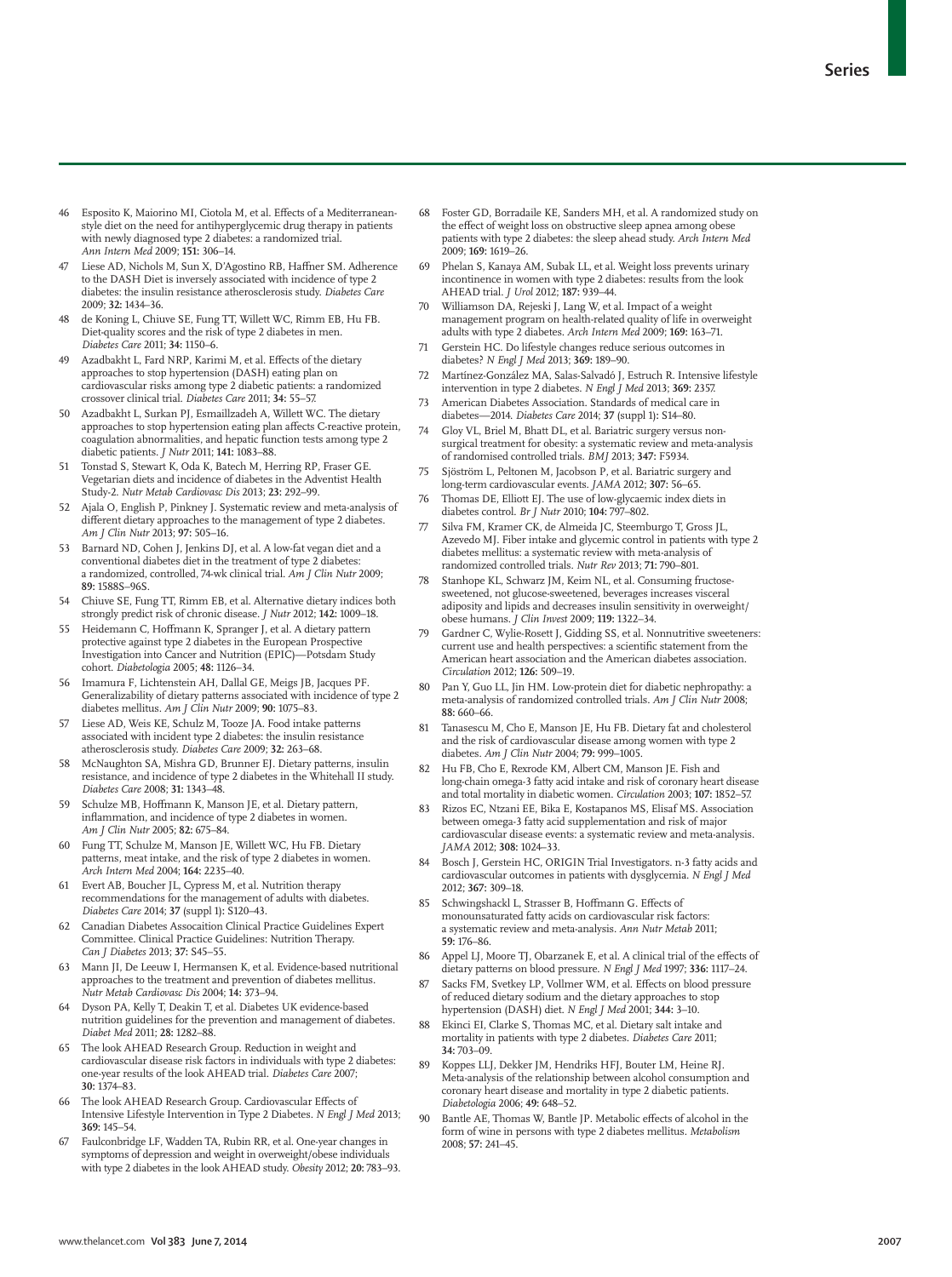46 Esposito K, Maiorino MI, Ciotola M, et al. Effects of a Mediterranean-style diet on the need for antihyperglycemic drug therapy in patients with newly diagnosed type 2 diabetes: a randomized trial. *Ann Intern Med* 2009; **151:** 306–14.

47 Liese AD, Nichols M, Sun X, D'Agostino RB, Haffner SM. Adherence to the DASH Diet is inversely associated with incidence of type 2 diabetes: the insulin resistance atherosclerosis study. *Diabetes Care* 2009; **32:** 1434–36.

48 de Koning L, Chiuve SE, Fung TT, Willett WC, Rimm EB, Hu FB. Diet-quality scores and the risk of type 2 diabetes in men. *Diabetes Care* 2011; **34:** 1150–6.

49 Azadbakht L, Fard NRP, Karimi M, et al. Effects of the dietary approaches to stop hypertension (DASH) eating plan on cardiovascular risks among type 2 diabetic patients: a randomized crossover clinical trial. *Diabetes Care* 2011; **34:** 55–57.

50 Azadbakht L, Surkan PJ, Esmaillzadeh A, Willett WC. The dietary approaches to stop hypertension eating plan affects C-reactive protein, coagulation abnormalities, and hepatic function tests among type 2 diabetic patients. *J Nutr* 2011; **141:** 1083–88.

51 Tonstad S, Stewart K, Oda K, Batech M, Herring RP, Fraser GE. Vegetarian diets and incidence of diabetes in the Adventist Health Study-2. *Nutr Metab Cardiovasc Dis* 2013; **23:** 292–99.

52 Ajala O, English P, Pinkney J. Systematic review and meta-analysis of different dietary approaches to the management of type 2 diabetes. *Am J Clin Nutr* 2013; **97:** 505–16.

53 Barnard ND, Cohen J, Jenkins DJ, et al. A low-fat vegan diet and a conventional diabetes diet in the treatment of type 2 diabetes: a randomized, controlled, 74-wk clinical trial. *Am J Clin Nutr* 2009; **89:** 1588S–96S.

54 Chiuve SE, Fung TT, Rimm EB, et al. Alternative dietary indices both strongly predict risk of chronic disease. *J Nutr* 2012; **142:** 1009–18.

55 Heidemann C, Hoffmann K, Spranger J, et al. A dietary pattern protective against type 2 diabetes in the European Prospective Investigation into Cancer and Nutrition (EPIC)—Potsdam Study cohort. *Diabetologia* 2005; **48:** 1126–34.

56 Imamura F, Lichtenstein AH, Dallal GE, Meigs JB, Jacques PF. Generalizability of dietary patterns associated with incidence of type 2 diabetes mellitus. *Am J Clin Nutr* 2009; **90:** 1075–83.

57 Liese AD, Weis KE, Schulz M, Tooze JA. Food intake patterns associated with incident type 2 diabetes: the insulin resistance atherosclerosis study. *Diabetes Care* 2009; **32:** 263–68.

58 McNaughton SA, Mishra GD, Brunner EJ. Dietary patterns, insulin resistance, and incidence of type 2 diabetes in the Whitehall II study. *Diabetes Care* 2008; **31:** 1343–48.

59 Schulze MB, Hoffmann K, Manson JE, et al. Dietary pattern, inflammation, and incidence of type 2 diabetes in women. *Am J Clin Nutr* 2005; **82:** 675–84.

60 Fung TT, Schulze M, Manson JE, Willett WC, Hu FB. Dietary patterns, meat intake, and the risk of type 2 diabetes in women. *Arch Intern Med* 2004; **164:** 2235–40.

61 Evert AB, Boucher JL, Cypress M, et al. Nutrition therapy recommendations for the management of adults with diabetes. *Diabetes Care* 2014; **37** (suppl 1)**:** S120–43.

62 Canadian Diabetes Assocaition Clinical Practice Guidelines Expert Committee. Clinical Practice Guidelines: Nutrition Therapy. *Can J Diabetes* 2013; **37:** S45–55.

63 Mann JI, De Leeuw I, Hermansen K, et al. Evidence-based nutritional approaches to the treatment and prevention of diabetes mellitus. *Nutr Metab Cardiovasc Dis* 2004; **14:** 373–94.

64 Dyson PA, Kelly T, Deakin T, et al. Diabetes UK evidence-based nutrition guidelines for the prevention and management of diabetes. *Diabet Med* 2011; **28:** 1282–88.

65 The look AHEAD Research Group. Reduction in weight and cardiovascular disease risk factors in individuals with type 2 diabetes: one-year results of the look AHEAD trial. *Diabetes Care* 2007; **30:** 1374–83.

66 The look AHEAD Research Group. Cardiovascular Effects of Intensive Lifestyle Intervention in Type 2 Diabetes. *N Engl J Med* 2013; **369:** 145–54.

67 Faulconbridge LF, Wadden TA, Rubin RR, et al. One-year changes in symptoms of depression and weight in overweight/obese individuals with type 2 diabetes in the look AHEAD study. *Obesity* 2012; **20:** 783–93.

68 Foster GD, Borradaile KE, Sanders MH, et al. A randomized study on the effect of weight loss on obstructive sleep apnea among obese patients with type 2 diabetes: the sleep ahead study. *Arch Intern Med* 2009; **169:** 1619–26.

69 Phelan S, Kanaya AM, Subak LL, et al. Weight loss prevents urinary incontinence in women with type 2 diabetes: results from the look AHEAD trial. *J Urol* 2012; **187:** 939–44.

70 Williamson DA, Rejeski J, Lang W, et al. Impact of a weight management program on health-related quality of life in overweight adults with type 2 diabetes. *Arch Intern Med* 2009; **169:** 163–71.

71 Gerstein HC. Do lifestyle changes reduce serious outcomes in diabetes? *N Engl J Med* 2013; **369:** 189–90.

72 Martínez-González MA, Salas-Salvadó J, Estruch R. Intensive lifestyle intervention in type 2 diabetes. *N Engl J Med* 2013; **369:** 2357.

73 American Diabetes Association. Standards of medical care in diabetes—2014. *Diabetes Care* 2014; **37** (suppl 1)**:** S14–80.

74 Gloy VL, Briel M, Bhatt DL, et al. Bariatric surgery versus non-surgical treatment for obesity: a systematic review and meta-analysis of randomised controlled trials. *BMJ* 2013; **347:** F5934.

75 Sjöström L, Peltonen M, Jacobson P, et al. Bariatric surgery and long-term cardiovascular events. *JAMA* 2012; **307:** 56–65.

76 Thomas DE, Elliott EJ. The use of low-glycaemic index diets in diabetes control. *Br J Nutr* 2010; **104:** 797–802.

77 Silva FM, Kramer CK, de Almeida JC, Steemburgo T, Gross JL, Azevedo MJ. Fiber intake and glycemic control in patients with type 2 diabetes mellitus: a systematic review with meta-analysis of randomized controlled trials. *Nutr Rev* 2013; **71:** 790–801.

78 Stanhope KL, Schwarz JM, Keim NL, et al. Consuming fructose-sweetened, not glucose-sweetened, beverages increases visceral adiposity and lipids and decreases insulin sensitivity in overweight/obese humans. *J Clin Invest* 2009; **119:** 1322–34.

79 Gardner C, Wylie-Rosett J, Gidding SS, et al. Nonnutritive sweeteners: current use and health perspectives: a scientific statement from the American heart association and the American diabetes association. *Circulation* 2012; **126:** 509–19.

80 Pan Y, Guo LL, Jin HM. Low-protein diet for diabetic nephropathy: a meta-analysis of randomized controlled trials. *Am J Clin Nutr* 2008; **88:** 660–66.

81 Tanasescu M, Cho E, Manson JE, Hu FB. Dietary fat and cholesterol and the risk of cardiovascular disease among women with type 2 diabetes. *Am J Clin Nutr* 2004; **79:** 999–1005.

82 Hu FB, Cho E, Rexrode KM, Albert CM, Manson JE. Fish and long-chain omega-3 fatty acid intake and risk of coronary heart disease and total mortality in diabetic women. *Circulation* 2003; **107:** 1852–57.

83 Rizos EC, Ntzani EE, Bika E, Kostapanos MS, Elisaf MS. Association between omega-3 fatty acid supplementation and risk of major cardiovascular disease events: a systematic review and meta-analysis. *JAMA* 2012; **308:** 1024–33.

84 Bosch J, Gerstein HC, ORIGIN Trial Investigators. n-3 fatty acids and cardiovascular outcomes in patients with dysglycemia. *N Engl J Med* 2012; **367:** 309–18.

85 Schwingshackl L, Strasser B, Hoffmann G. Effects of monounsaturated fatty acids on cardiovascular risk factors: a systematic review and meta-analysis. *Ann Nutr Metab* 2011; **59:** 176–86.

86 Appel LJ, Moore TJ, Obarzanek E, et al. A clinical trial of the effects of dietary patterns on blood pressure. *N Engl J Med* 1997; **336:** 1117–24.

87 Sacks FM, Svetkey LP, Vollmer WM, et al. Effects on blood pressure of reduced dietary sodium and the dietary approaches to stop hypertension (DASH) diet. *N Engl J Med* 2001; **344:** 3–10.

88 Ekinci EI, Clarke S, Thomas MC, et al. Dietary salt intake and mortality in patients with type 2 diabetes. *Diabetes Care* 2011; **34:** 703–09.

89 Koppes LLJ, Dekker JM, Hendriks HFJ, Bouter LM, Heine RJ. Meta-analysis of the relationship between alcohol consumption and coronary heart disease and mortality in type 2 diabetic patients. *Diabetologia* 2006; **49:** 648–52.

90 Bantle AE, Thomas W, Bantle JP. Metabolic effects of alcohol in the form of wine in persons with type 2 diabetes mellitus. *Metabolism* 2008; **57:** 241–45.